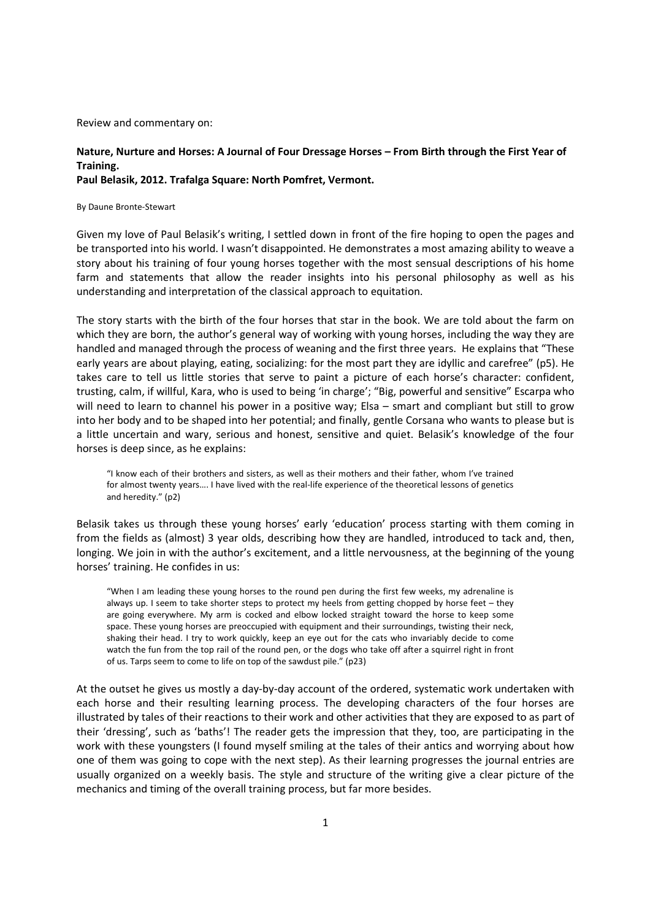Review and commentary on:

**Nature, Nurture and Horses: A Journal of Four Dressage Horses – From Birth through the First Year of Training.**
**Paul Belasik, 2012. Trafalga Square: North Pomfret, Vermont.**

By Daune Bronte-Stewart

Given my love of Paul Belasik's writing, I settled down in front of the fire hoping to open the pages and be transported into his world. I wasn't disappointed. He demonstrates a most amazing ability to weave a story about his training of four young horses together with the most sensual descriptions of his home farm and statements that allow the reader insights into his personal philosophy as well as his understanding and interpretation of the classical approach to equitation.

The story starts with the birth of the four horses that star in the book. We are told about the farm on which they are born, the author's general way of working with young horses, including the way they are handled and managed through the process of weaning and the first three years. He explains that "These early years are about playing, eating, socializing: for the most part they are idyllic and carefree" (p5). He takes care to tell us little stories that serve to paint a picture of each horse's character: confident, trusting, calm, if willful, Kara, who is used to being 'in charge'; "Big, powerful and sensitive" Escarpa who will need to learn to channel his power in a positive way; Elsa – smart and compliant but still to grow into her body and to be shaped into her potential; and finally, gentle Corsana who wants to please but is a little uncertain and wary, serious and honest, sensitive and quiet. Belasik's knowledge of the four horses is deep since, as he explains:

> "I know each of their brothers and sisters, as well as their mothers and their father, whom I've trained for almost twenty years…. I have lived with the real-life experience of the theoretical lessons of genetics and heredity." (p2)

Belasik takes us through these young horses' early 'education' process starting with them coming in from the fields as (almost) 3 year olds, describing how they are handled, introduced to tack and, then, longing. We join in with the author's excitement, and a little nervousness, at the beginning of the young horses' training. He confides in us:

> "When I am leading these young horses to the round pen during the first few weeks, my adrenaline is always up. I seem to take shorter steps to protect my heels from getting chopped by horse feet – they are going everywhere. My arm is cocked and elbow locked straight toward the horse to keep some space. These young horses are preoccupied with equipment and their surroundings, twisting their neck, shaking their head. I try to work quickly, keep an eye out for the cats who invariably decide to come watch the fun from the top rail of the round pen, or the dogs who take off after a squirrel right in front of us. Tarps seem to come to life on top of the sawdust pile." (p23)

At the outset he gives us mostly a day-by-day account of the ordered, systematic work undertaken with each horse and their resulting learning process. The developing characters of the four horses are illustrated by tales of their reactions to their work and other activities that they are exposed to as part of their 'dressing', such as 'baths'! The reader gets the impression that they, too, are participating in the work with these youngsters (I found myself smiling at the tales of their antics and worrying about how one of them was going to cope with the next step). As their learning progresses the journal entries are usually organized on a weekly basis. The style and structure of the writing give a clear picture of the mechanics and timing of the overall training process, but far more besides.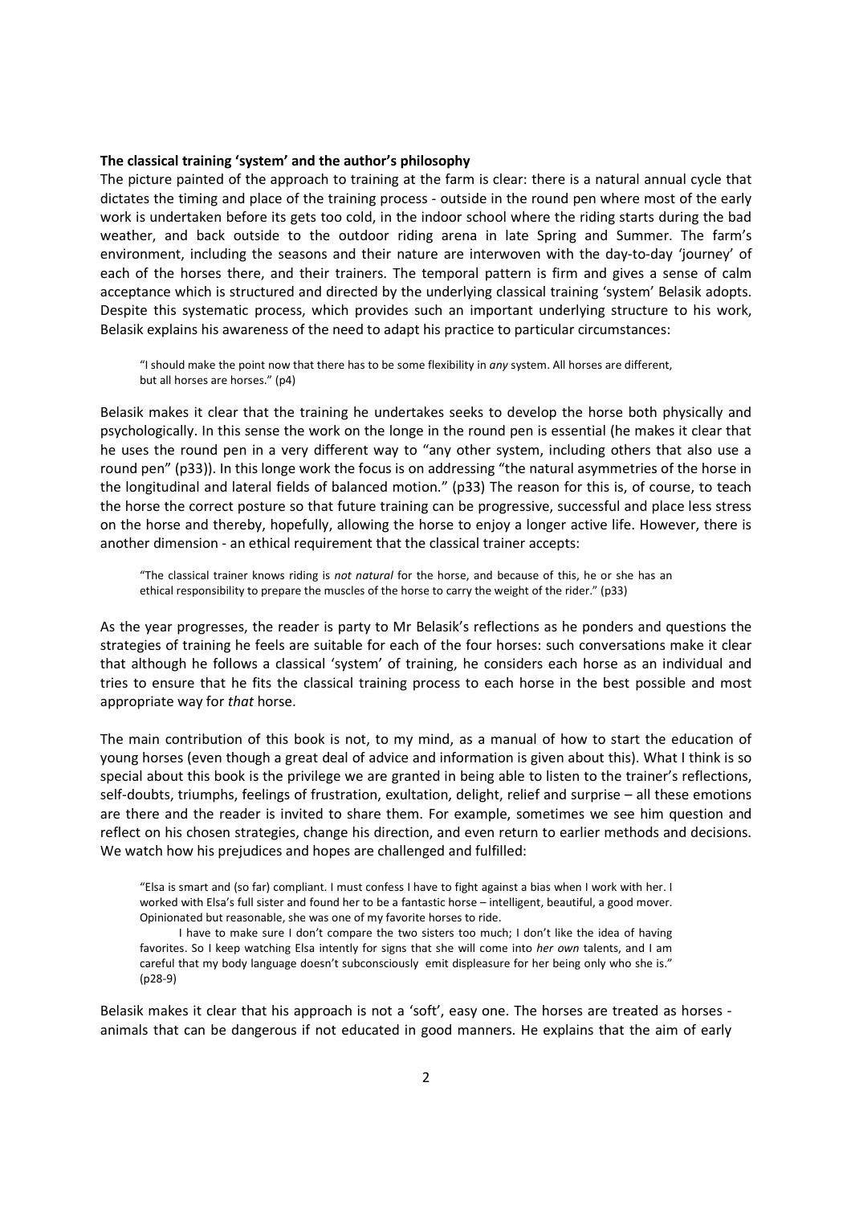**The classical training 'system' and the author's philosophy**

The picture painted of the approach to training at the farm is clear: there is a natural annual cycle that dictates the timing and place of the training process - outside in the round pen where most of the early work is undertaken before its gets too cold, in the indoor school where the riding starts during the bad weather, and back outside to the outdoor riding arena in late Spring and Summer. The farm's environment, including the seasons and their nature are interwoven with the day-to-day 'journey' of each of the horses there, and their trainers. The temporal pattern is firm and gives a sense of calm acceptance which is structured and directed by the underlying classical training 'system' Belasik adopts. Despite this systematic process, which provides such an important underlying structure to his work, Belasik explains his awareness of the need to adapt his practice to particular circumstances:

> "I should make the point now that there has to be some flexibility in *any* system. All horses are different, but all horses are horses." (p4)

Belasik makes it clear that the training he undertakes seeks to develop the horse both physically and psychologically. In this sense the work on the longe in the round pen is essential (he makes it clear that he uses the round pen in a very different way to "any other system, including others that also use a round pen" (p33)). In this longe work the focus is on addressing "the natural asymmetries of the horse in the longitudinal and lateral fields of balanced motion." (p33) The reason for this is, of course, to teach the horse the correct posture so that future training can be progressive, successful and place less stress on the horse and thereby, hopefully, allowing the horse to enjoy a longer active life. However, there is another dimension - an ethical requirement that the classical trainer accepts:

> "The classical trainer knows riding is *not natural* for the horse, and because of this, he or she has an ethical responsibility to prepare the muscles of the horse to carry the weight of the rider." (p33)

As the year progresses, the reader is party to Mr Belasik's reflections as he ponders and questions the strategies of training he feels are suitable for each of the four horses: such conversations make it clear that although he follows a classical 'system' of training, he considers each horse as an individual and tries to ensure that he fits the classical training process to each horse in the best possible and most appropriate way for *that* horse.

The main contribution of this book is not, to my mind, as a manual of how to start the education of young horses (even though a great deal of advice and information is given about this). What I think is so special about this book is the privilege we are granted in being able to listen to the trainer's reflections, self-doubts, triumphs, feelings of frustration, exultation, delight, relief and surprise – all these emotions are there and the reader is invited to share them. For example, sometimes we see him question and reflect on his chosen strategies, change his direction, and even return to earlier methods and decisions. We watch how his prejudices and hopes are challenged and fulfilled:

> "Elsa is smart and (so far) compliant. I must confess I have to fight against a bias when I work with her. I worked with Elsa's full sister and found her to be a fantastic horse – intelligent, beautiful, a good mover. Opinionated but reasonable, she was one of my favorite horses to ride.
>
> I have to make sure I don't compare the two sisters too much; I don't like the idea of having favorites. So I keep watching Elsa intently for signs that she will come into *her own* talents, and I am careful that my body language doesn't subconsciously emit displeasure for her being only who she is." (p28-9)

Belasik makes it clear that his approach is not a 'soft', easy one. The horses are treated as horses - animals that can be dangerous if not educated in good manners. He explains that the aim of early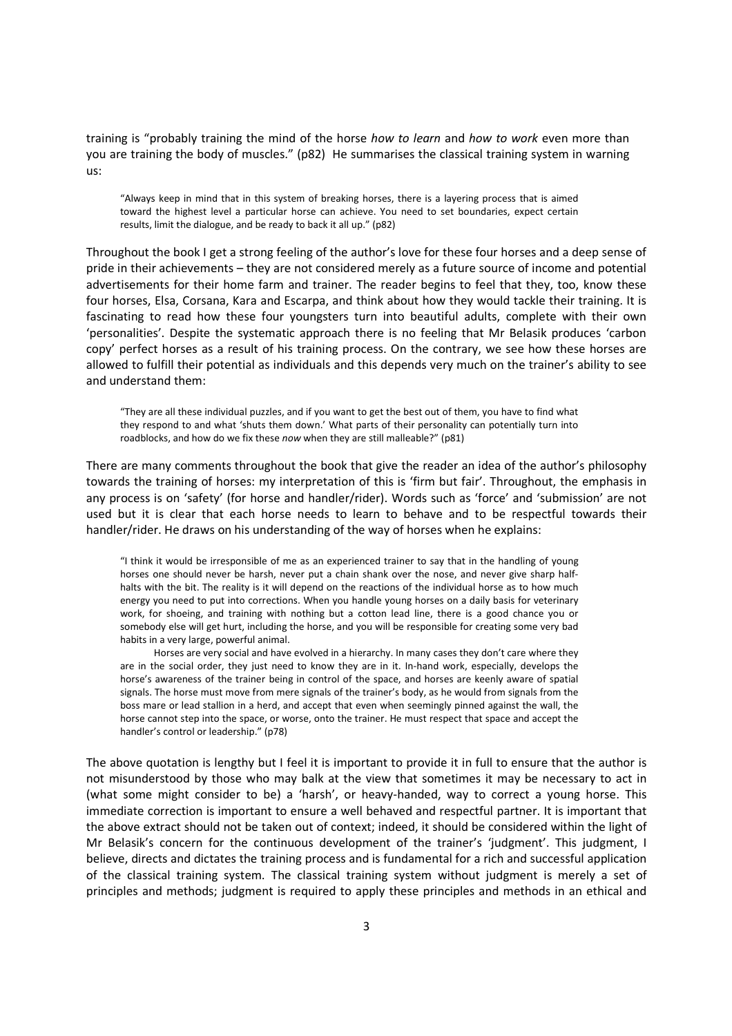training is "probably training the mind of the horse *how to learn* and *how to work* even more than you are training the body of muscles." (p82) He summarises the classical training system in warning us:

> "Always keep in mind that in this system of breaking horses, there is a layering process that is aimed toward the highest level a particular horse can achieve. You need to set boundaries, expect certain results, limit the dialogue, and be ready to back it all up." (p82)

Throughout the book I get a strong feeling of the author's love for these four horses and a deep sense of pride in their achievements – they are not considered merely as a future source of income and potential advertisements for their home farm and trainer. The reader begins to feel that they, too, know these four horses, Elsa, Corsana, Kara and Escarpa, and think about how they would tackle their training. It is fascinating to read how these four youngsters turn into beautiful adults, complete with their own 'personalities'. Despite the systematic approach there is no feeling that Mr Belasik produces 'carbon copy' perfect horses as a result of his training process. On the contrary, we see how these horses are allowed to fulfill their potential as individuals and this depends very much on the trainer's ability to see and understand them:

> "They are all these individual puzzles, and if you want to get the best out of them, you have to find what they respond to and what 'shuts them down.' What parts of their personality can potentially turn into roadblocks, and how do we fix these *now* when they are still malleable?" (p81)

There are many comments throughout the book that give the reader an idea of the author's philosophy towards the training of horses: my interpretation of this is 'firm but fair'. Throughout, the emphasis in any process is on 'safety' (for horse and handler/rider). Words such as 'force' and 'submission' are not used but it is clear that each horse needs to learn to behave and to be respectful towards their handler/rider. He draws on his understanding of the way of horses when he explains:

> "I think it would be irresponsible of me as an experienced trainer to say that in the handling of young horses one should never be harsh, never put a chain shank over the nose, and never give sharp half-halts with the bit. The reality is it will depend on the reactions of the individual horse as to how much energy you need to put into corrections. When you handle young horses on a daily basis for veterinary work, for shoeing, and training with nothing but a cotton lead line, there is a good chance you or somebody else will get hurt, including the horse, and you will be responsible for creating some very bad habits in a very large, powerful animal.
>
> Horses are very social and have evolved in a hierarchy. In many cases they don't care where they are in the social order, they just need to know they are in it. In-hand work, especially, develops the horse's awareness of the trainer being in control of the space, and horses are keenly aware of spatial signals. The horse must move from mere signals of the trainer's body, as he would from signals from the boss mare or lead stallion in a herd, and accept that even when seemingly pinned against the wall, the horse cannot step into the space, or worse, onto the trainer. He must respect that space and accept the handler's control or leadership." (p78)

The above quotation is lengthy but I feel it is important to provide it in full to ensure that the author is not misunderstood by those who may balk at the view that sometimes it may be necessary to act in (what some might consider to be) a 'harsh', or heavy-handed, way to correct a young horse. This immediate correction is important to ensure a well behaved and respectful partner. It is important that the above extract should not be taken out of context; indeed, it should be considered within the light of Mr Belasik's concern for the continuous development of the trainer's 'judgment'. This judgment, I believe, directs and dictates the training process and is fundamental for a rich and successful application of the classical training system. The classical training system without judgment is merely a set of principles and methods; judgment is required to apply these principles and methods in an ethical and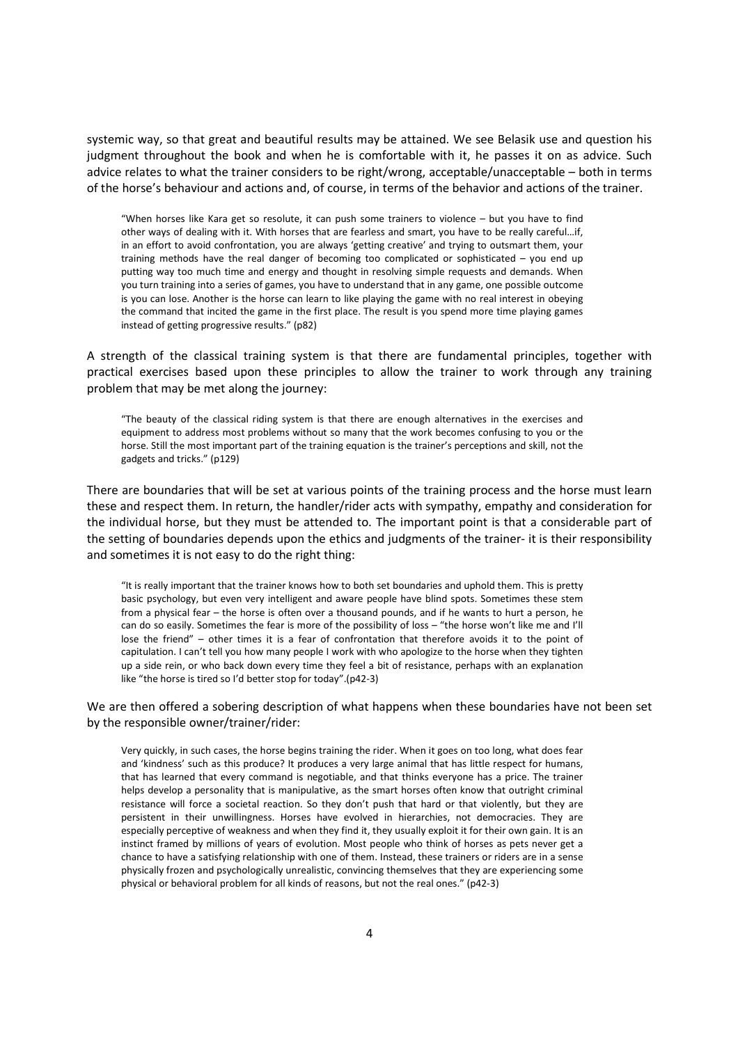systemic way, so that great and beautiful results may be attained. We see Belasik use and question his judgment throughout the book and when he is comfortable with it, he passes it on as advice. Such advice relates to what the trainer considers to be right/wrong, acceptable/unacceptable – both in terms of the horse's behaviour and actions and, of course, in terms of the behavior and actions of the trainer.

> "When horses like Kara get so resolute, it can push some trainers to violence – but you have to find other ways of dealing with it. With horses that are fearless and smart, you have to be really careful…if, in an effort to avoid confrontation, you are always 'getting creative' and trying to outsmart them, your training methods have the real danger of becoming too complicated or sophisticated – you end up putting way too much time and energy and thought in resolving simple requests and demands. When you turn training into a series of games, you have to understand that in any game, one possible outcome is you can lose. Another is the horse can learn to like playing the game with no real interest in obeying the command that incited the game in the first place. The result is you spend more time playing games instead of getting progressive results." (p82)

A strength of the classical training system is that there are fundamental principles, together with practical exercises based upon these principles to allow the trainer to work through any training problem that may be met along the journey:

> "The beauty of the classical riding system is that there are enough alternatives in the exercises and equipment to address most problems without so many that the work becomes confusing to you or the horse. Still the most important part of the training equation is the trainer's perceptions and skill, not the gadgets and tricks." (p129)

There are boundaries that will be set at various points of the training process and the horse must learn these and respect them. In return, the handler/rider acts with sympathy, empathy and consideration for the individual horse, but they must be attended to. The important point is that a considerable part of the setting of boundaries depends upon the ethics and judgments of the trainer- it is their responsibility and sometimes it is not easy to do the right thing:

> "It is really important that the trainer knows how to both set boundaries and uphold them. This is pretty basic psychology, but even very intelligent and aware people have blind spots. Sometimes these stem from a physical fear – the horse is often over a thousand pounds, and if he wants to hurt a person, he can do so easily. Sometimes the fear is more of the possibility of loss – "the horse won't like me and I'll lose the friend" – other times it is a fear of confrontation that therefore avoids it to the point of capitulation. I can't tell you how many people I work with who apologize to the horse when they tighten up a side rein, or who back down every time they feel a bit of resistance, perhaps with an explanation like "the horse is tired so I'd better stop for today".(p42-3)

We are then offered a sobering description of what happens when these boundaries have not been set by the responsible owner/trainer/rider:

> Very quickly, in such cases, the horse begins training the rider. When it goes on too long, what does fear and 'kindness' such as this produce? It produces a very large animal that has little respect for humans, that has learned that every command is negotiable, and that thinks everyone has a price. The trainer helps develop a personality that is manipulative, as the smart horses often know that outright criminal resistance will force a societal reaction. So they don't push that hard or that violently, but they are persistent in their unwillingness. Horses have evolved in hierarchies, not democracies. They are especially perceptive of weakness and when they find it, they usually exploit it for their own gain. It is an instinct framed by millions of years of evolution. Most people who think of horses as pets never get a chance to have a satisfying relationship with one of them. Instead, these trainers or riders are in a sense physically frozen and psychologically unrealistic, convincing themselves that they are experiencing some physical or behavioral problem for all kinds of reasons, but not the real ones." (p42-3)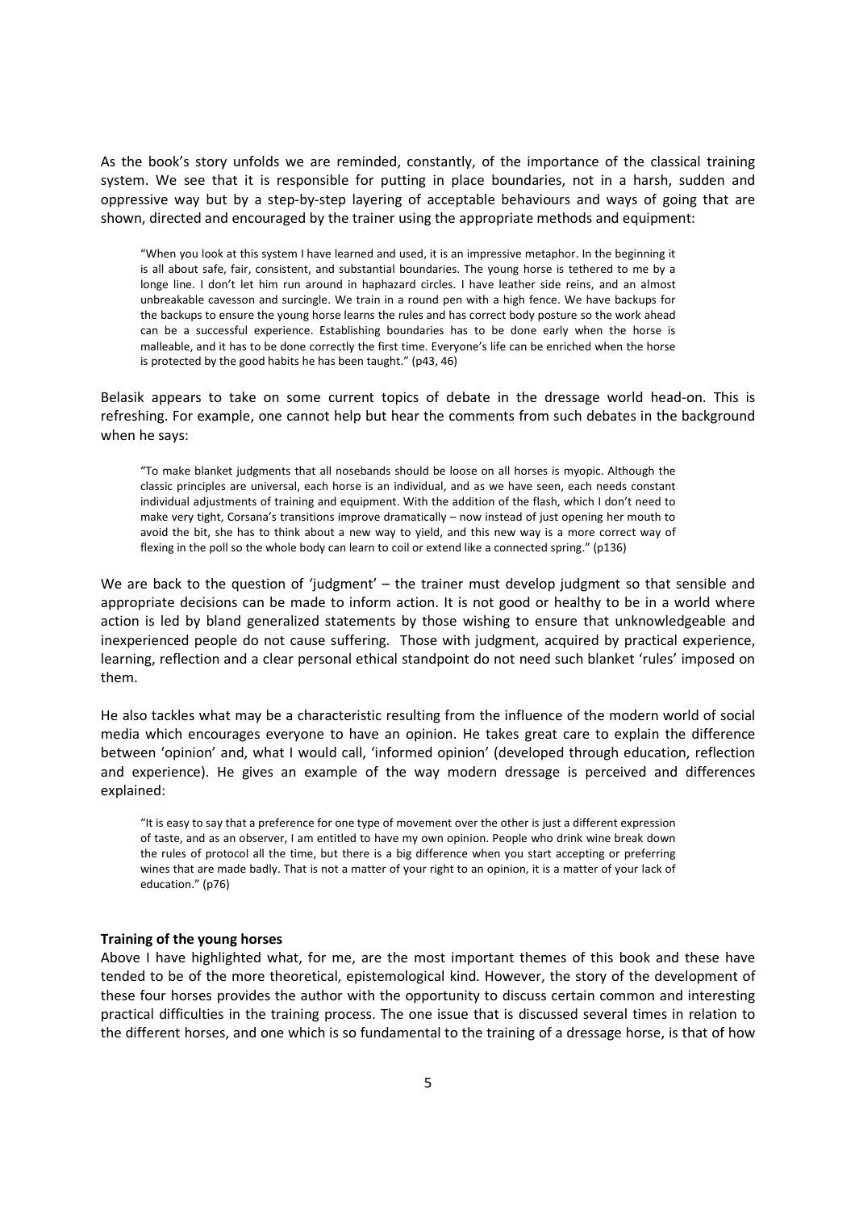As the book's story unfolds we are reminded, constantly, of the importance of the classical training system. We see that it is responsible for putting in place boundaries, not in a harsh, sudden and oppressive way but by a step-by-step layering of acceptable behaviours and ways of going that are shown, directed and encouraged by the trainer using the appropriate methods and equipment:

> "When you look at this system I have learned and used, it is an impressive metaphor. In the beginning it is all about safe, fair, consistent, and substantial boundaries. The young horse is tethered to me by a longe line. I don't let him run around in haphazard circles. I have leather side reins, and an almost unbreakable cavesson and surcingle. We train in a round pen with a high fence. We have backups for the backups to ensure the young horse learns the rules and has correct body posture so the work ahead can be a successful experience. Establishing boundaries has to be done early when the horse is malleable, and it has to be done correctly the first time. Everyone's life can be enriched when the horse is protected by the good habits he has been taught." (p43, 46)

Belasik appears to take on some current topics of debate in the dressage world head-on. This is refreshing. For example, one cannot help but hear the comments from such debates in the background when he says:

> "To make blanket judgments that all nosebands should be loose on all horses is myopic. Although the classic principles are universal, each horse is an individual, and as we have seen, each needs constant individual adjustments of training and equipment. With the addition of the flash, which I don't need to make very tight, Corsana's transitions improve dramatically – now instead of just opening her mouth to avoid the bit, she has to think about a new way to yield, and this new way is a more correct way of flexing in the poll so the whole body can learn to coil or extend like a connected spring." (p136)

We are back to the question of 'judgment' – the trainer must develop judgment so that sensible and appropriate decisions can be made to inform action. It is not good or healthy to be in a world where action is led by bland generalized statements by those wishing to ensure that unknowledgeable and inexperienced people do not cause suffering. Those with judgment, acquired by practical experience, learning, reflection and a clear personal ethical standpoint do not need such blanket 'rules' imposed on them.

He also tackles what may be a characteristic resulting from the influence of the modern world of social media which encourages everyone to have an opinion. He takes great care to explain the difference between 'opinion' and, what I would call, 'informed opinion' (developed through education, reflection and experience). He gives an example of the way modern dressage is perceived and differences explained:

> "It is easy to say that a preference for one type of movement over the other is just a different expression of taste, and as an observer, I am entitled to have my own opinion. People who drink wine break down the rules of protocol all the time, but there is a big difference when you start accepting or preferring wines that are made badly. That is not a matter of your right to an opinion, it is a matter of your lack of education." (p76)

**Training of the young horses**

Above I have highlighted what, for me, are the most important themes of this book and these have tended to be of the more theoretical, epistemological kind. However, the story of the development of these four horses provides the author with the opportunity to discuss certain common and interesting practical difficulties in the training process. The one issue that is discussed several times in relation to the different horses, and one which is so fundamental to the training of a dressage horse, is that of how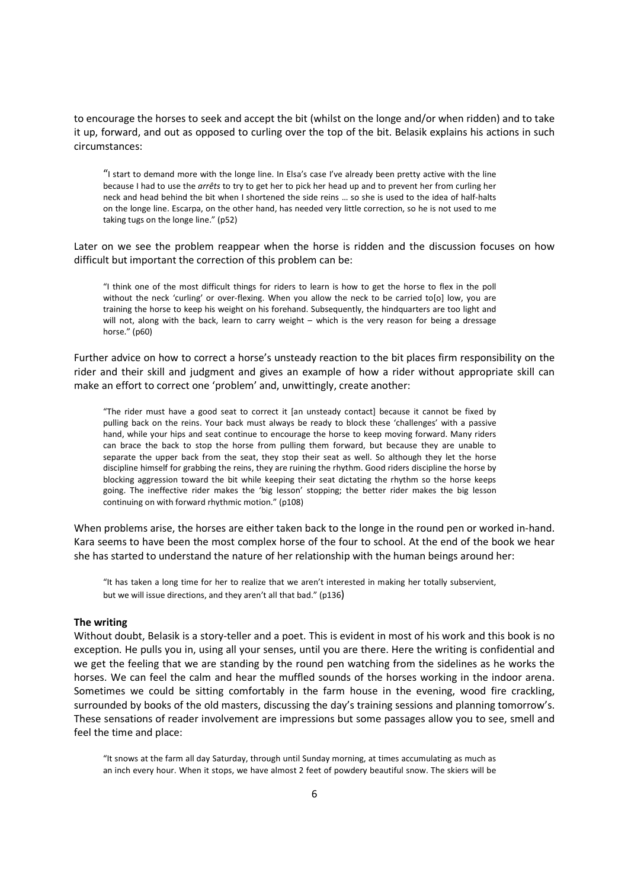to encourage the horses to seek and accept the bit (whilst on the longe and/or when ridden) and to take it up, forward, and out as opposed to curling over the top of the bit. Belasik explains his actions in such circumstances:

> "I start to demand more with the longe line. In Elsa's case I've already been pretty active with the line because I had to use the *arrêts* to try to get her to pick her head up and to prevent her from curling her neck and head behind the bit when I shortened the side reins … so she is used to the idea of half-halts on the longe line. Escarpa, on the other hand, has needed very little correction, so he is not used to me taking tugs on the longe line." (p52)

Later on we see the problem reappear when the horse is ridden and the discussion focuses on how difficult but important the correction of this problem can be:

> "I think one of the most difficult things for riders to learn is how to get the horse to flex in the poll without the neck 'curling' or over-flexing. When you allow the neck to be carried to[o] low, you are training the horse to keep his weight on his forehand. Subsequently, the hindquarters are too light and will not, along with the back, learn to carry weight – which is the very reason for being a dressage horse." (p60)

Further advice on how to correct a horse's unsteady reaction to the bit places firm responsibility on the rider and their skill and judgment and gives an example of how a rider without appropriate skill can make an effort to correct one 'problem' and, unwittingly, create another:

> "The rider must have a good seat to correct it [an unsteady contact] because it cannot be fixed by pulling back on the reins. Your back must always be ready to block these 'challenges' with a passive hand, while your hips and seat continue to encourage the horse to keep moving forward. Many riders can brace the back to stop the horse from pulling them forward, but because they are unable to separate the upper back from the seat, they stop their seat as well. So although they let the horse discipline himself for grabbing the reins, they are ruining the rhythm. Good riders discipline the horse by blocking aggression toward the bit while keeping their seat dictating the rhythm so the horse keeps going. The ineffective rider makes the 'big lesson' stopping; the better rider makes the big lesson continuing on with forward rhythmic motion." (p108)

When problems arise, the horses are either taken back to the longe in the round pen or worked in-hand. Kara seems to have been the most complex horse of the four to school. At the end of the book we hear she has started to understand the nature of her relationship with the human beings around her:

> "It has taken a long time for her to realize that we aren't interested in making her totally subservient, but we will issue directions, and they aren't all that bad." (p136)

**The writing**

Without doubt, Belasik is a story-teller and a poet. This is evident in most of his work and this book is no exception. He pulls you in, using all your senses, until you are there. Here the writing is confidential and we get the feeling that we are standing by the round pen watching from the sidelines as he works the horses. We can feel the calm and hear the muffled sounds of the horses working in the indoor arena. Sometimes we could be sitting comfortably in the farm house in the evening, wood fire crackling, surrounded by books of the old masters, discussing the day's training sessions and planning tomorrow's. These sensations of reader involvement are impressions but some passages allow you to see, smell and feel the time and place:

> "It snows at the farm all day Saturday, through until Sunday morning, at times accumulating as much as an inch every hour. When it stops, we have almost 2 feet of powdery beautiful snow. The skiers will be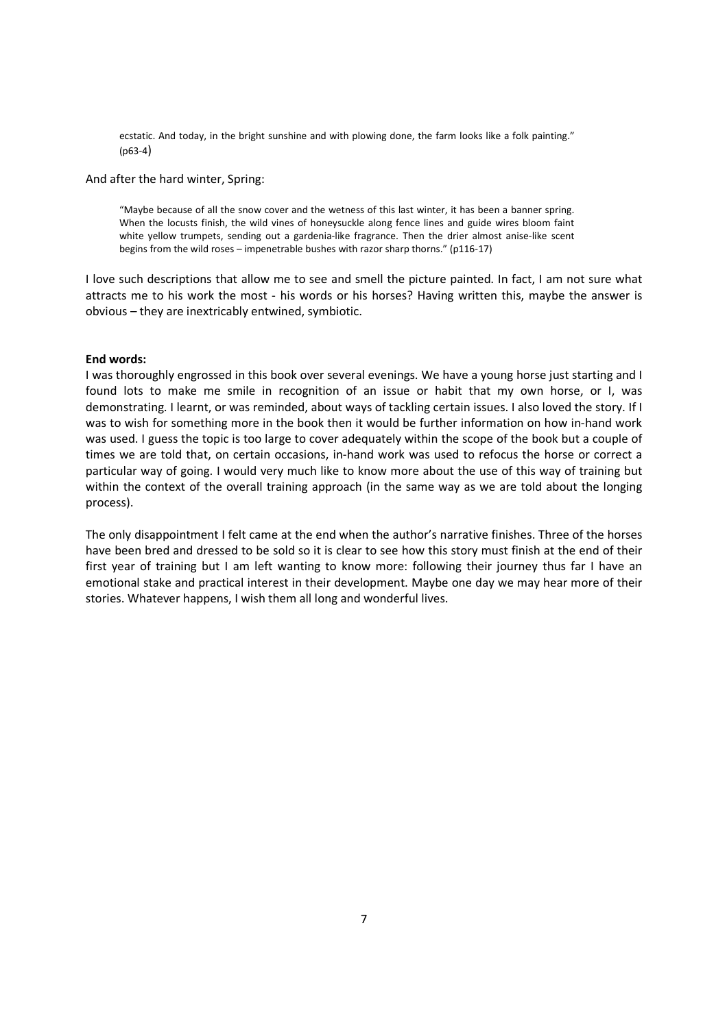> ecstatic. And today, in the bright sunshine and with plowing done, the farm looks like a folk painting." (p63-4)

And after the hard winter, Spring:

> "Maybe because of all the snow cover and the wetness of this last winter, it has been a banner spring. When the locusts finish, the wild vines of honeysuckle along fence lines and guide wires bloom faint white yellow trumpets, sending out a gardenia-like fragrance. Then the drier almost anise-like scent begins from the wild roses – impenetrable bushes with razor sharp thorns." (p116-17)

I love such descriptions that allow me to see and smell the picture painted. In fact, I am not sure what attracts me to his work the most - his words or his horses? Having written this, maybe the answer is obvious – they are inextricably entwined, symbiotic.

**End words:**

I was thoroughly engrossed in this book over several evenings. We have a young horse just starting and I found lots to make me smile in recognition of an issue or habit that my own horse, or I, was demonstrating. I learnt, or was reminded, about ways of tackling certain issues. I also loved the story. If I was to wish for something more in the book then it would be further information on how in-hand work was used. I guess the topic is too large to cover adequately within the scope of the book but a couple of times we are told that, on certain occasions, in-hand work was used to refocus the horse or correct a particular way of going. I would very much like to know more about the use of this way of training but within the context of the overall training approach (in the same way as we are told about the longing process).

The only disappointment I felt came at the end when the author's narrative finishes. Three of the horses have been bred and dressed to be sold so it is clear to see how this story must finish at the end of their first year of training but I am left wanting to know more: following their journey thus far I have an emotional stake and practical interest in their development. Maybe one day we may hear more of their stories. Whatever happens, I wish them all long and wonderful lives.